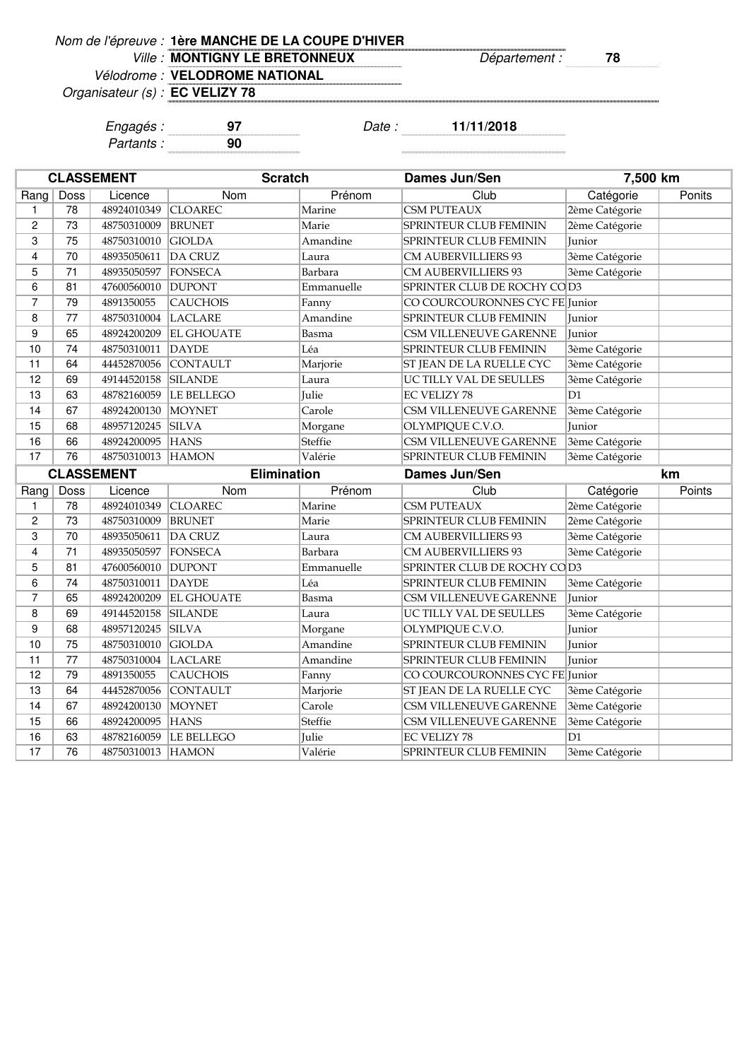Nom de l'épreuve : **1ère MANCHE DE LA COUPE D'HIVER**

Ville : **MONTIGNY LE BRETONNEUX** Département : **78**

Vélodrome : **VELODROME NATIONAL**

Organisateur (s) : **EC VELIZY 78**

Engagés : **97** Date : **11/11/2018**

Partants : **90**

| **CLASSEMENT** | | | **Scratch** | | **Dames Jun/Sen** | **7,500 km** | |
|---|---|---|---|---|---|---|---|
| Rang | Doss | Licence | Nom | Prénom | Club | Catégorie | Ponits |
| 1 | 78 | 48924010349 | CLOAREC | Marine | CSM PUTEAUX | 2ème Catégorie | |
| 2 | 73 | 48750310009 | BRUNET | Marie | SPRINTEUR CLUB FEMININ | 2ème Catégorie | |
| 3 | 75 | 48750310010 | GIOLDA | Amandine | SPRINTEUR CLUB FEMININ | Junior | |
| 4 | 70 | 48935050611 | DA CRUZ | Laura | CM AUBERVILLIERS 93 | 3ème Catégorie | |
| 5 | 71 | 48935050597 | FONSECA | Barbara | CM AUBERVILLIERS 93 | 3ème Catégorie | |
| 6 | 81 | 47600560010 | DUPONT | Emmanuelle | SPRINTER CLUB DE ROCHY CO | D3 | |
| 7 | 79 | 4891350055 | CAUCHOIS | Fanny | CO COURCOURONNES CYC FE | Junior | |
| 8 | 77 | 48750310004 | LACLARE | Amandine | SPRINTEUR CLUB FEMININ | Junior | |
| 9 | 65 | 48924200209 | EL GHOUATE | Basma | CSM VILLENEUVE GARENNE | Junior | |
| 10 | 74 | 48750310011 | DAYDE | Léa | SPRINTEUR CLUB FEMININ | 3ème Catégorie | |
| 11 | 64 | 44452870056 | CONTAULT | Marjorie | ST JEAN DE LA RUELLE CYC | 3ème Catégorie | |
| 12 | 69 | 49144520158 | SILANDE | Laura | UC TILLY VAL DE SEULLES | 3ème Catégorie | |
| 13 | 63 | 48782160059 | LE BELLEGO | Julie | EC VELIZY 78 | D1 | |
| 14 | 67 | 48924200130 | MOYNET | Carole | CSM VILLENEUVE GARENNE | 3ème Catégorie | |
| 15 | 68 | 48957120245 | SILVA | Morgane | OLYMPIQUE C.V.O. | Junior | |
| 16 | 66 | 48924200095 | HANS | Steffie | CSM VILLENEUVE GARENNE | 3ème Catégorie | |
| 17 | 76 | 48750310013 | HAMON | Valérie | SPRINTEUR CLUB FEMININ | 3ème Catégorie | |

| **CLASSEMENT** | | | **Elimination** | | **Dames Jun/Sen** | **km** | |
|---|---|---|---|---|---|---|---|
| Rang | Doss | Licence | Nom | Prénom | Club | Catégorie | Points |
| 1 | 78 | 48924010349 | CLOAREC | Marine | CSM PUTEAUX | 2ème Catégorie | |
| 2 | 73 | 48750310009 | BRUNET | Marie | SPRINTEUR CLUB FEMININ | 2ème Catégorie | |
| 3 | 70 | 48935050611 | DA CRUZ | Laura | CM AUBERVILLIERS 93 | 3ème Catégorie | |
| 4 | 71 | 48935050597 | FONSECA | Barbara | CM AUBERVILLIERS 93 | 3ème Catégorie | |
| 5 | 81 | 47600560010 | DUPONT | Emmanuelle | SPRINTER CLUB DE ROCHY CO | D3 | |
| 6 | 74 | 48750310011 | DAYDE | Léa | SPRINTEUR CLUB FEMININ | 3ème Catégorie | |
| 7 | 65 | 48924200209 | EL GHOUATE | Basma | CSM VILLENEUVE GARENNE | Junior | |
| 8 | 69 | 49144520158 | SILANDE | Laura | UC TILLY VAL DE SEULLES | 3ème Catégorie | |
| 9 | 68 | 48957120245 | SILVA | Morgane | OLYMPIQUE C.V.O. | Junior | |
| 10 | 75 | 48750310010 | GIOLDA | Amandine | SPRINTEUR CLUB FEMININ | Junior | |
| 11 | 77 | 48750310004 | LACLARE | Amandine | SPRINTEUR CLUB FEMININ | Junior | |
| 12 | 79 | 4891350055 | CAUCHOIS | Fanny | CO COURCOURONNES CYC FE | Junior | |
| 13 | 64 | 44452870056 | CONTAULT | Marjorie | ST JEAN DE LA RUELLE CYC | 3ème Catégorie | |
| 14 | 67 | 48924200130 | MOYNET | Carole | CSM VILLENEUVE GARENNE | 3ème Catégorie | |
| 15 | 66 | 48924200095 | HANS | Steffie | CSM VILLENEUVE GARENNE | 3ème Catégorie | |
| 16 | 63 | 48782160059 | LE BELLEGO | Julie | EC VELIZY 78 | D1 | |
| 17 | 76 | 48750310013 | HAMON | Valérie | SPRINTEUR CLUB FEMININ | 3ème Catégorie | |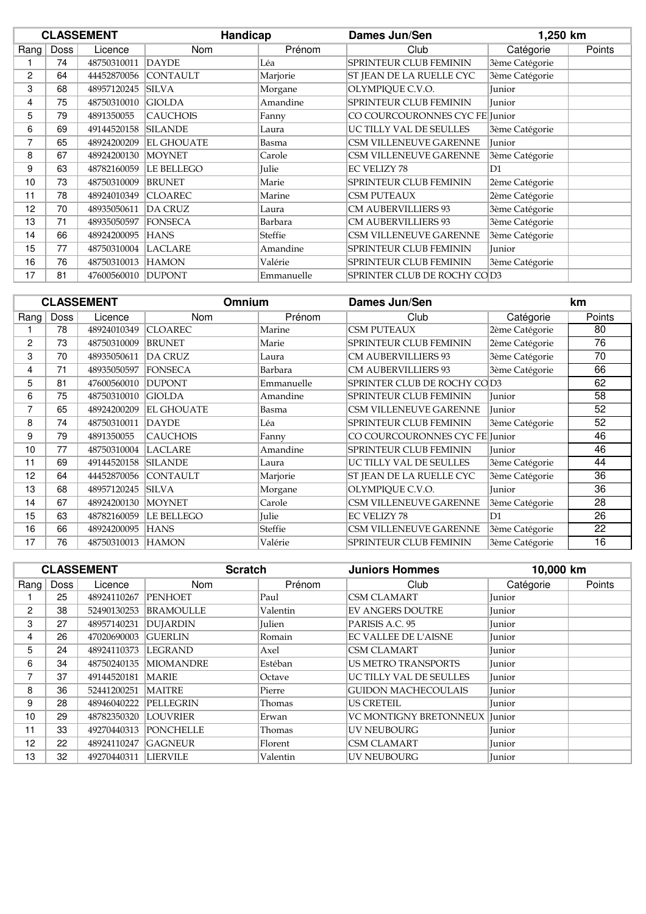| CLASSEMENT | | | Handicap | | Dames Jun/Sen | 1,250 km | |
|---|---|---|---|---|---|---|---|
| Rang | Doss | Licence | Nom | Prénom | Club | Catégorie | Points |
| 1 | 74 | 48750310011 | DAYDE | Léa | SPRINTEUR CLUB FEMININ | 3ème Catégorie | |
| 2 | 64 | 44452870056 | CONTAULT | Marjorie | ST JEAN DE LA RUELLE CYC | 3ème Catégorie | |
| 3 | 68 | 48957120245 | SILVA | Morgane | OLYMPIQUE C.V.O. | Junior | |
| 4 | 75 | 48750310010 | GIOLDA | Amandine | SPRINTEUR CLUB FEMININ | Junior | |
| 5 | 79 | 4891350055 | CAUCHOIS | Fanny | CO COURCOURONNES CYC FE | Junior | |
| 6 | 69 | 49144520158 | SILANDE | Laura | UC TILLY VAL DE SEULLES | 3ème Catégorie | |
| 7 | 65 | 48924200209 | EL GHOUATE | Basma | CSM VILLENEUVE GARENNE | Junior | |
| 8 | 67 | 48924200130 | MOYNET | Carole | CSM VILLENEUVE GARENNE | 3ème Catégorie | |
| 9 | 63 | 48782160059 | LE BELLEGO | Julie | EC VELIZY 78 | D1 | |
| 10 | 73 | 48750310009 | BRUNET | Marie | SPRINTEUR CLUB FEMININ | 2ème Catégorie | |
| 11 | 78 | 48924010349 | CLOAREC | Marine | CSM PUTEAUX | 2ème Catégorie | |
| 12 | 70 | 48935050611 | DA CRUZ | Laura | CM AUBERVILLIERS 93 | 3ème Catégorie | |
| 13 | 71 | 48935050597 | FONSECA | Barbara | CM AUBERVILLIERS 93 | 3ème Catégorie | |
| 14 | 66 | 48924200095 | HANS | Steffie | CSM VILLENEUVE GARENNE | 3ème Catégorie | |
| 15 | 77 | 48750310004 | LACLARE | Amandine | SPRINTEUR CLUB FEMININ | Junior | |
| 16 | 76 | 48750310013 | HAMON | Valérie | SPRINTEUR CLUB FEMININ | 3ème Catégorie | |
| 17 | 81 | 47600560010 | DUPONT | Emmanuelle | SPRINTER CLUB DE ROCHY CO | D3 | |

| CLASSEMENT | | | Omnium | | Dames Jun/Sen | | km |
|---|---|---|---|---|---|---|---|
| Rang | Doss | Licence | Nom | Prénom | Club | Catégorie | Points |
| 1 | 78 | 48924010349 | CLOAREC | Marine | CSM PUTEAUX | 2ème Catégorie | 80 |
| 2 | 73 | 48750310009 | BRUNET | Marie | SPRINTEUR CLUB FEMININ | 2ème Catégorie | 76 |
| 3 | 70 | 48935050611 | DA CRUZ | Laura | CM AUBERVILLIERS 93 | 3ème Catégorie | 70 |
| 4 | 71 | 48935050597 | FONSECA | Barbara | CM AUBERVILLIERS 93 | 3ème Catégorie | 66 |
| 5 | 81 | 47600560010 | DUPONT | Emmanuelle | SPRINTER CLUB DE ROCHY CO | D3 | 62 |
| 6 | 75 | 48750310010 | GIOLDA | Amandine | SPRINTEUR CLUB FEMININ | Junior | 58 |
| 7 | 65 | 48924200209 | EL GHOUATE | Basma | CSM VILLENEUVE GARENNE | Junior | 52 |
| 8 | 74 | 48750310011 | DAYDE | Léa | SPRINTEUR CLUB FEMININ | 3ème Catégorie | 52 |
| 9 | 79 | 4891350055 | CAUCHOIS | Fanny | CO COURCOURONNES CYC FE | Junior | 46 |
| 10 | 77 | 48750310004 | LACLARE | Amandine | SPRINTEUR CLUB FEMININ | Junior | 46 |
| 11 | 69 | 49144520158 | SILANDE | Laura | UC TILLY VAL DE SEULLES | 3ème Catégorie | 44 |
| 12 | 64 | 44452870056 | CONTAULT | Marjorie | ST JEAN DE LA RUELLE CYC | 3ème Catégorie | 36 |
| 13 | 68 | 48957120245 | SILVA | Morgane | OLYMPIQUE C.V.O. | Junior | 36 |
| 14 | 67 | 48924200130 | MOYNET | Carole | CSM VILLENEUVE GARENNE | 3ème Catégorie | 28 |
| 15 | 63 | 48782160059 | LE BELLEGO | Julie | EC VELIZY 78 | D1 | 26 |
| 16 | 66 | 48924200095 | HANS | Steffie | CSM VILLENEUVE GARENNE | 3ème Catégorie | 22 |
| 17 | 76 | 48750310013 | HAMON | Valérie | SPRINTEUR CLUB FEMININ | 3ème Catégorie | 16 |

| CLASSEMENT | | | Scratch | | Juniors Hommes | 10,000 km | |
|---|---|---|---|---|---|---|---|
| Rang | Doss | Licence | Nom | Prénom | Club | Catégorie | Points |
| 1 | 25 | 48924110267 | PENHOET | Paul | CSM CLAMART | Junior | |
| 2 | 38 | 52490130253 | BRAMOULLE | Valentin | EV ANGERS DOUTRE | Junior | |
| 3 | 27 | 48957140231 | DUJARDIN | Julien | PARISIS A.C. 95 | Junior | |
| 4 | 26 | 47020690003 | GUERLIN | Romain | EC VALLEE DE L'AISNE | Junior | |
| 5 | 24 | 48924110373 | LEGRAND | Axel | CSM CLAMART | Junior | |
| 6 | 34 | 48750240135 | MIOMANDRE | Estéban | US METRO TRANSPORTS | Junior | |
| 7 | 37 | 49144520181 | MARIE | Octave | UC TILLY VAL DE SEULLES | Junior | |
| 8 | 36 | 52441200251 | MAITRE | Pierre | GUIDON MACHECOULAIS | Junior | |
| 9 | 28 | 48946040222 | PELLEGRIN | Thomas | US CRETEIL | Junior | |
| 10 | 29 | 48782350320 | LOUVRIER | Erwan | VC MONTIGNY BRETONNEUX | Junior | |
| 11 | 33 | 49270440313 | PONCHELLE | Thomas | UV NEUBOURG | Junior | |
| 12 | 22 | 48924110247 | GAGNEUR | Florent | CSM CLAMART | Junior | |
| 13 | 32 | 49270440311 | LIERVILE | Valentin | UV NEUBOURG | Junior | |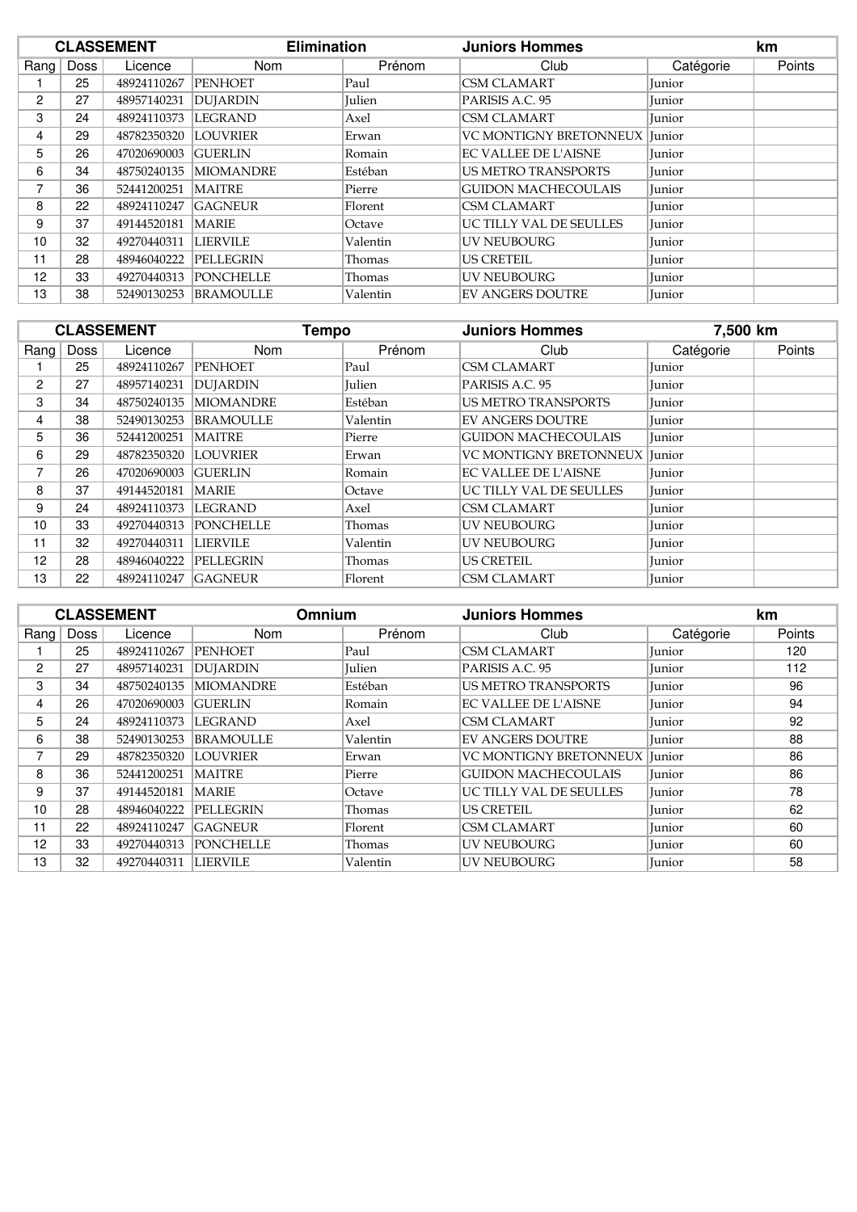| CLASSEMENT | | | Elimination | | Juniors Hommes | | km |
|---|---|---|---|---|---|---|---|
| Rang | Doss | Licence | Nom | Prénom | Club | Catégorie | Points |
| 1 | 25 | 48924110267 | PENHOET | Paul | CSM CLAMART | Junior | |
| 2 | 27 | 48957140231 | DUJARDIN | Julien | PARISIS A.C. 95 | Junior | |
| 3 | 24 | 48924110373 | LEGRAND | Axel | CSM CLAMART | Junior | |
| 4 | 29 | 48782350320 | LOUVRIER | Erwan | VC MONTIGNY BRETONNEUX | Junior | |
| 5 | 26 | 47020690003 | GUERLIN | Romain | EC VALLEE DE L'AISNE | Junior | |
| 6 | 34 | 48750240135 | MIOMANDRE | Estéban | US METRO TRANSPORTS | Junior | |
| 7 | 36 | 52441200251 | MAITRE | Pierre | GUIDON MACHECOULAIS | Junior | |
| 8 | 22 | 48924110247 | GAGNEUR | Florent | CSM CLAMART | Junior | |
| 9 | 37 | 49144520181 | MARIE | Octave | UC TILLY VAL DE SEULLES | Junior | |
| 10 | 32 | 49270440311 | LIERVILE | Valentin | UV NEUBOURG | Junior | |
| 11 | 28 | 48946040222 | PELLEGRIN | Thomas | US CRETEIL | Junior | |
| 12 | 33 | 49270440313 | PONCHELLE | Thomas | UV NEUBOURG | Junior | |
| 13 | 38 | 52490130253 | BRAMOULLE | Valentin | EV ANGERS DOUTRE | Junior | |

| CLASSEMENT | | | Tempo | | Juniors Hommes | 7,500 km | |
|---|---|---|---|---|---|---|---|
| Rang | Doss | Licence | Nom | Prénom | Club | Catégorie | Points |
| 1 | 25 | 48924110267 | PENHOET | Paul | CSM CLAMART | Junior | |
| 2 | 27 | 48957140231 | DUJARDIN | Julien | PARISIS A.C. 95 | Junior | |
| 3 | 34 | 48750240135 | MIOMANDRE | Estéban | US METRO TRANSPORTS | Junior | |
| 4 | 38 | 52490130253 | BRAMOULLE | Valentin | EV ANGERS DOUTRE | Junior | |
| 5 | 36 | 52441200251 | MAITRE | Pierre | GUIDON MACHECOULAIS | Junior | |
| 6 | 29 | 48782350320 | LOUVRIER | Erwan | VC MONTIGNY BRETONNEUX | Junior | |
| 7 | 26 | 47020690003 | GUERLIN | Romain | EC VALLEE DE L'AISNE | Junior | |
| 8 | 37 | 49144520181 | MARIE | Octave | UC TILLY VAL DE SEULLES | Junior | |
| 9 | 24 | 48924110373 | LEGRAND | Axel | CSM CLAMART | Junior | |
| 10 | 33 | 49270440313 | PONCHELLE | Thomas | UV NEUBOURG | Junior | |
| 11 | 32 | 49270440311 | LIERVILE | Valentin | UV NEUBOURG | Junior | |
| 12 | 28 | 48946040222 | PELLEGRIN | Thomas | US CRETEIL | Junior | |
| 13 | 22 | 48924110247 | GAGNEUR | Florent | CSM CLAMART | Junior | |

| CLASSEMENT | | | Omnium | | Juniors Hommes | | km |
|---|---|---|---|---|---|---|---|
| Rang | Doss | Licence | Nom | Prénom | Club | Catégorie | Points |
| 1 | 25 | 48924110267 | PENHOET | Paul | CSM CLAMART | Junior | 120 |
| 2 | 27 | 48957140231 | DUJARDIN | Julien | PARISIS A.C. 95 | Junior | 112 |
| 3 | 34 | 48750240135 | MIOMANDRE | Estéban | US METRO TRANSPORTS | Junior | 96 |
| 4 | 26 | 47020690003 | GUERLIN | Romain | EC VALLEE DE L'AISNE | Junior | 94 |
| 5 | 24 | 48924110373 | LEGRAND | Axel | CSM CLAMART | Junior | 92 |
| 6 | 38 | 52490130253 | BRAMOULLE | Valentin | EV ANGERS DOUTRE | Junior | 88 |
| 7 | 29 | 48782350320 | LOUVRIER | Erwan | VC MONTIGNY BRETONNEUX | Junior | 86 |
| 8 | 36 | 52441200251 | MAITRE | Pierre | GUIDON MACHECOULAIS | Junior | 86 |
| 9 | 37 | 49144520181 | MARIE | Octave | UC TILLY VAL DE SEULLES | Junior | 78 |
| 10 | 28 | 48946040222 | PELLEGRIN | Thomas | US CRETEIL | Junior | 62 |
| 11 | 22 | 48924110247 | GAGNEUR | Florent | CSM CLAMART | Junior | 60 |
| 12 | 33 | 49270440313 | PONCHELLE | Thomas | UV NEUBOURG | Junior | 60 |
| 13 | 32 | 49270440311 | LIERVILE | Valentin | UV NEUBOURG | Junior | 58 |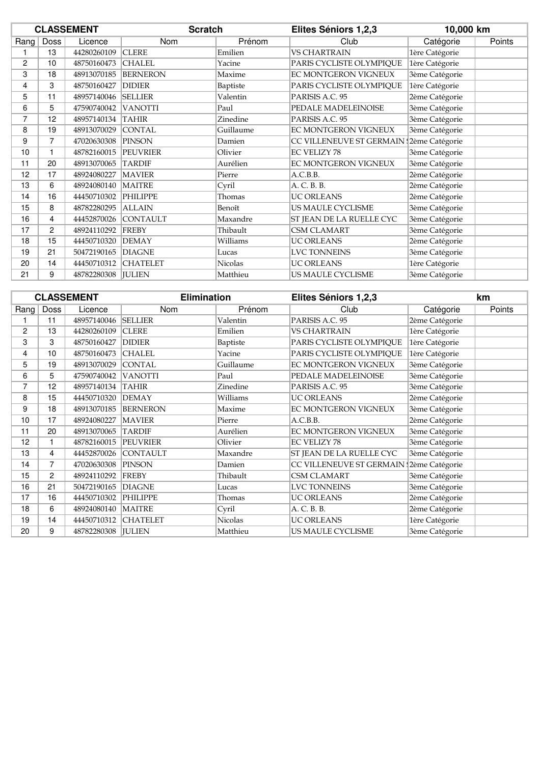| CLASSEMENT | | | Scratch | | Elites Séniors 1,2,3 | 10,000 km | |
|---|---|---|---|---|---|---|---|
| Rang | Doss | Licence | Nom | Prénom | Club | Catégorie | Points |
| 1 | 13 | 44280260109 | CLERE | Emilien | VS CHARTRAIN | 1ère Catégorie | |
| 2 | 10 | 48750160473 | CHALEL | Yacine | PARIS CYCLISTE OLYMPIQUE | 1ère Catégorie | |
| 3 | 18 | 48913070185 | BERNERON | Maxime | EC MONTGERON VIGNEUX | 3ème Catégorie | |
| 4 | 3 | 48750160427 | DIDIER | Baptiste | PARIS CYCLISTE OLYMPIQUE | 1ère Catégorie | |
| 5 | 11 | 48957140046 | SELLIER | Valentin | PARISIS A.C. 95 | 2ème Catégorie | |
| 6 | 5 | 47590740042 | VANOTTI | Paul | PEDALE MADELEINOISE | 3ème Catégorie | |
| 7 | 12 | 48957140134 | TAHIR | Zinedine | PARISIS A.C. 95 | 3ème Catégorie | |
| 8 | 19 | 48913070029 | CONTAL | Guillaume | EC MONTGERON VIGNEUX | 3ème Catégorie | |
| 9 | 7 | 47020630308 | PINSON | Damien | CC VILLENEUVE ST GERMAIN | 2ème Catégorie | |
| 10 | 1 | 48782160015 | PEUVRIER | Olivier | EC VELIZY 78 | 3ème Catégorie | |
| 11 | 20 | 48913070065 | TARDIF | Aurélien | EC MONTGERON VIGNEUX | 3ème Catégorie | |
| 12 | 17 | 48924080227 | MAVIER | Pierre | A.C.B.B. | 2ème Catégorie | |
| 13 | 6 | 48924080140 | MAITRE | Cyril | A. C. B. B. | 2ème Catégorie | |
| 14 | 16 | 44450710302 | PHILIPPE | Thomas | UC ORLEANS | 2ème Catégorie | |
| 15 | 8 | 48782280295 | ALLAIN | Benoît | US MAULE CYCLISME | 3ème Catégorie | |
| 16 | 4 | 44452870026 | CONTAULT | Maxandre | ST JEAN DE LA RUELLE CYC | 3ème Catégorie | |
| 17 | 2 | 48924110292 | FREBY | Thibault | CSM CLAMART | 3ème Catégorie | |
| 18 | 15 | 44450710320 | DEMAY | Williams | UC ORLEANS | 2ème Catégorie | |
| 19 | 21 | 50472190165 | DIAGNE | Lucas | LVC TONNEINS | 3ème Catégorie | |
| 20 | 14 | 44450710312 | CHATELET | Nicolas | UC ORLEANS | 1ère Catégorie | |
| 21 | 9 | 48782280308 | JULIEN | Matthieu | US MAULE CYCLISME | 3ème Catégorie | |

| CLASSEMENT | | | Elimination | | Elites Séniors 1,2,3 | km | |
|---|---|---|---|---|---|---|---|
| Rang | Doss | Licence | Nom | Prénom | Club | Catégorie | Points |
| 1 | 11 | 48957140046 | SELLIER | Valentin | PARISIS A.C. 95 | 2ème Catégorie | |
| 2 | 13 | 44280260109 | CLERE | Emilien | VS CHARTRAIN | 1ère Catégorie | |
| 3 | 3 | 48750160427 | DIDIER | Baptiste | PARIS CYCLISTE OLYMPIQUE | 1ère Catégorie | |
| 4 | 10 | 48750160473 | CHALEL | Yacine | PARIS CYCLISTE OLYMPIQUE | 1ère Catégorie | |
| 5 | 19 | 48913070029 | CONTAL | Guillaume | EC MONTGERON VIGNEUX | 3ème Catégorie | |
| 6 | 5 | 47590740042 | VANOTTI | Paul | PEDALE MADELEINOISE | 3ème Catégorie | |
| 7 | 12 | 48957140134 | TAHIR | Zinedine | PARISIS A.C. 95 | 3ème Catégorie | |
| 8 | 15 | 44450710320 | DEMAY | Williams | UC ORLEANS | 2ème Catégorie | |
| 9 | 18 | 48913070185 | BERNERON | Maxime | EC MONTGERON VIGNEUX | 3ème Catégorie | |
| 10 | 17 | 48924080227 | MAVIER | Pierre | A.C.B.B. | 2ème Catégorie | |
| 11 | 20 | 48913070065 | TARDIF | Aurélien | EC MONTGERON VIGNEUX | 3ème Catégorie | |
| 12 | 1 | 48782160015 | PEUVRIER | Olivier | EC VELIZY 78 | 3ème Catégorie | |
| 13 | 4 | 44452870026 | CONTAULT | Maxandre | ST JEAN DE LA RUELLE CYC | 3ème Catégorie | |
| 14 | 7 | 47020630308 | PINSON | Damien | CC VILLENEUVE ST GERMAIN | 2ème Catégorie | |
| 15 | 2 | 48924110292 | FREBY | Thibault | CSM CLAMART | 3ème Catégorie | |
| 16 | 21 | 50472190165 | DIAGNE | Lucas | LVC TONNEINS | 3ème Catégorie | |
| 17 | 16 | 44450710302 | PHILIPPE | Thomas | UC ORLEANS | 2ème Catégorie | |
| 18 | 6 | 48924080140 | MAITRE | Cyril | A. C. B. B. | 2ème Catégorie | |
| 19 | 14 | 44450710312 | CHATELET | Nicolas | UC ORLEANS | 1ère Catégorie | |
| 20 | 9 | 48782280308 | JULIEN | Matthieu | US MAULE CYCLISME | 3ème Catégorie | |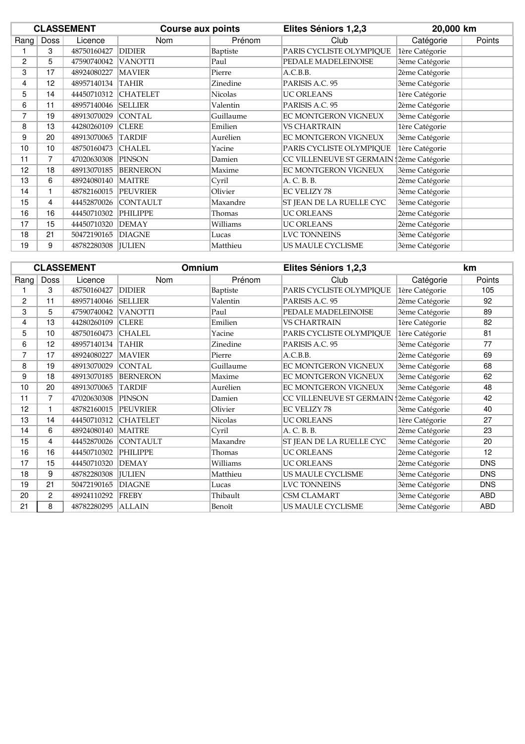| CLASSEMENT | | | Course aux points | | Elites Séniors 1,2,3 | 20,000 km | |
|---|---|---|---|---|---|---|---|
| Rang | Doss | Licence | Nom | Prénom | Club | Catégorie | Points |
| 1 | 3 | 48750160427 | DIDIER | Baptiste | PARIS CYCLISTE OLYMPIQUE | 1ère Catégorie | |
| 2 | 5 | 47590740042 | VANOTTI | Paul | PEDALE MADELEINOISE | 3ème Catégorie | |
| 3 | 17 | 48924080227 | MAVIER | Pierre | A.C.B.B. | 2ème Catégorie | |
| 4 | 12 | 48957140134 | TAHIR | Zinedine | PARISIS A.C. 95 | 3ème Catégorie | |
| 5 | 14 | 44450710312 | CHATELET | Nicolas | UC ORLEANS | 1ère Catégorie | |
| 6 | 11 | 48957140046 | SELLIER | Valentin | PARISIS A.C. 95 | 2ème Catégorie | |
| 7 | 19 | 48913070029 | CONTAL | Guillaume | EC MONTGERON VIGNEUX | 3ème Catégorie | |
| 8 | 13 | 44280260109 | CLERE | Emilien | VS CHARTRAIN | 1ère Catégorie | |
| 9 | 20 | 48913070065 | TARDIF | Aurélien | EC MONTGERON VIGNEUX | 3ème Catégorie | |
| 10 | 10 | 48750160473 | CHALEL | Yacine | PARIS CYCLISTE OLYMPIQUE | 1ère Catégorie | |
| 11 | 7 | 47020630308 | PINSON | Damien | CC VILLENEUVE ST GERMAIN | 2ème Catégorie | |
| 12 | 18 | 48913070185 | BERNERON | Maxime | EC MONTGERON VIGNEUX | 3ème Catégorie | |
| 13 | 6 | 48924080140 | MAITRE | Cyril | A. C. B. B. | 2ème Catégorie | |
| 14 | 1 | 48782160015 | PEUVRIER | Olivier | EC VELIZY 78 | 3ème Catégorie | |
| 15 | 4 | 44452870026 | CONTAULT | Maxandre | ST JEAN DE LA RUELLE CYC | 3ème Catégorie | |
| 16 | 16 | 44450710302 | PHILIPPE | Thomas | UC ORLEANS | 2ème Catégorie | |
| 17 | 15 | 44450710320 | DEMAY | Williams | UC ORLEANS | 2ème Catégorie | |
| 18 | 21 | 50472190165 | DIAGNE | Lucas | LVC TONNEINS | 3ème Catégorie | |
| 19 | 9 | 48782280308 | JULIEN | Matthieu | US MAULE CYCLISME | 3ème Catégorie | |

| CLASSEMENT | | | Omnium | | Elites Séniors 1,2,3 | | km |
|---|---|---|---|---|---|---|---|
| Rang | Doss | Licence | Nom | Prénom | Club | Catégorie | Points |
| 1 | 3 | 48750160427 | DIDIER | Baptiste | PARIS CYCLISTE OLYMPIQUE | 1ère Catégorie | 105 |
| 2 | 11 | 48957140046 | SELLIER | Valentin | PARISIS A.C. 95 | 2ème Catégorie | 92 |
| 3 | 5 | 47590740042 | VANOTTI | Paul | PEDALE MADELEINOISE | 3ème Catégorie | 89 |
| 4 | 13 | 44280260109 | CLERE | Emilien | VS CHARTRAIN | 1ère Catégorie | 82 |
| 5 | 10 | 48750160473 | CHALEL | Yacine | PARIS CYCLISTE OLYMPIQUE | 1ère Catégorie | 81 |
| 6 | 12 | 48957140134 | TAHIR | Zinedine | PARISIS A.C. 95 | 3ème Catégorie | 77 |
| 7 | 17 | 48924080227 | MAVIER | Pierre | A.C.B.B. | 2ème Catégorie | 69 |
| 8 | 19 | 48913070029 | CONTAL | Guillaume | EC MONTGERON VIGNEUX | 3ème Catégorie | 68 |
| 9 | 18 | 48913070185 | BERNERON | Maxime | EC MONTGERON VIGNEUX | 3ème Catégorie | 62 |
| 10 | 20 | 48913070065 | TARDIF | Aurélien | EC MONTGERON VIGNEUX | 3ème Catégorie | 48 |
| 11 | 7 | 47020630308 | PINSON | Damien | CC VILLENEUVE ST GERMAIN | 2ème Catégorie | 42 |
| 12 | 1 | 48782160015 | PEUVRIER | Olivier | EC VELIZY 78 | 3ème Catégorie | 40 |
| 13 | 14 | 44450710312 | CHATELET | Nicolas | UC ORLEANS | 1ère Catégorie | 27 |
| 14 | 6 | 48924080140 | MAITRE | Cyril | A. C. B. B. | 2ème Catégorie | 23 |
| 15 | 4 | 44452870026 | CONTAULT | Maxandre | ST JEAN DE LA RUELLE CYC | 3ème Catégorie | 20 |
| 16 | 16 | 44450710302 | PHILIPPE | Thomas | UC ORLEANS | 2ème Catégorie | 12 |
| 17 | 15 | 44450710320 | DEMAY | Williams | UC ORLEANS | 2ème Catégorie | DNS |
| 18 | 9 | 48782280308 | JULIEN | Matthieu | US MAULE CYCLISME | 3ème Catégorie | DNS |
| 19 | 21 | 50472190165 | DIAGNE | Lucas | LVC TONNEINS | 3ème Catégorie | DNS |
| 20 | 2 | 48924110292 | FREBY | Thibault | CSM CLAMART | 3ème Catégorie | ABD |
| 21 | 8 | 48782280295 | ALLAIN | Benoît | US MAULE CYCLISME | 3ème Catégorie | ABD |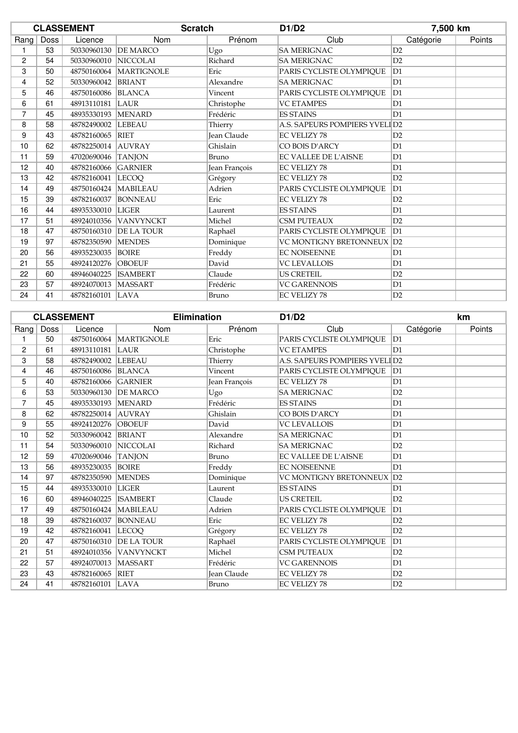| CLASSEMENT | | | Scratch | | D1/D2 | 7,500 km | |
|---|---|---|---|---|---|---|---|
| Rang | Doss | Licence | Nom | Prénom | Club | Catégorie | Points |
| 1 | 53 | 50330960130 | DE MARCO | Ugo | SA MERIGNAC | D2 | |
| 2 | 54 | 50330960010 | NICCOLAI | Richard | SA MERIGNAC | D2 | |
| 3 | 50 | 48750160064 | MARTIGNOLE | Eric | PARIS CYCLISTE OLYMPIQUE | D1 | |
| 4 | 52 | 50330960042 | BRIANT | Alexandre | SA MERIGNAC | D1 | |
| 5 | 46 | 48750160086 | BLANCA | Vincent | PARIS CYCLISTE OLYMPIQUE | D1 | |
| 6 | 61 | 48913110181 | LAUR | Christophe | VC ETAMPES | D1 | |
| 7 | 45 | 48935330193 | MENARD | Frédéric | ES STAINS | D1 | |
| 8 | 58 | 48782490002 | LEBEAU | Thierry | A.S. SAPEURS POMPIERS YVELI | D2 | |
| 9 | 43 | 48782160065 | RIET | Jean Claude | EC VELIZY 78 | D2 | |
| 10 | 62 | 48782250014 | AUVRAY | Ghislain | CO BOIS D'ARCY | D1 | |
| 11 | 59 | 47020690046 | TANJON | Bruno | EC VALLEE DE L'AISNE | D1 | |
| 12 | 40 | 48782160066 | GARNIER | Jean François | EC VELIZY 78 | D1 | |
| 13 | 42 | 48782160041 | LECOQ | Grégory | EC VELIZY 78 | D2 | |
| 14 | 49 | 48750160424 | MABILEAU | Adrien | PARIS CYCLISTE OLYMPIQUE | D1 | |
| 15 | 39 | 48782160037 | BONNEAU | Eric | EC VELIZY 78 | D2 | |
| 16 | 44 | 48935330010 | LIGER | Laurent | ES STAINS | D1 | |
| 17 | 51 | 48924010356 | VANVYNCKT | Michel | CSM PUTEAUX | D2 | |
| 18 | 47 | 48750160310 | DE LA TOUR | Raphaël | PARIS CYCLISTE OLYMPIQUE | D1 | |
| 19 | 97 | 48782350590 | MENDES | Dominique | VC MONTIGNY BRETONNEUX | D2 | |
| 20 | 56 | 48935230035 | BOIRE | Freddy | EC NOISEENNE | D1 | |
| 21 | 55 | 48924120276 | OBOEUF | David | VC LEVALLOIS | D1 | |
| 22 | 60 | 48946040225 | ISAMBERT | Claude | US CRETEIL | D2 | |
| 23 | 57 | 48924070013 | MASSART | Frédéric | VC GARENNOIS | D1 | |
| 24 | 41 | 48782160101 | LAVA | Bruno | EC VELIZY 78 | D2 | |

| CLASSEMENT | | | Elimination | | D1/D2 | | km |
|---|---|---|---|---|---|---|---|
| Rang | Doss | Licence | Nom | Prénom | Club | Catégorie | Points |
| 1 | 50 | 48750160064 | MARTIGNOLE | Eric | PARIS CYCLISTE OLYMPIQUE | D1 | |
| 2 | 61 | 48913110181 | LAUR | Christophe | VC ETAMPES | D1 | |
| 3 | 58 | 48782490002 | LEBEAU | Thierry | A.S. SAPEURS POMPIERS YVELI | D2 | |
| 4 | 46 | 48750160086 | BLANCA | Vincent | PARIS CYCLISTE OLYMPIQUE | D1 | |
| 5 | 40 | 48782160066 | GARNIER | Jean François | EC VELIZY 78 | D1 | |
| 6 | 53 | 50330960130 | DE MARCO | Ugo | SA MERIGNAC | D2 | |
| 7 | 45 | 48935330193 | MENARD | Frédéric | ES STAINS | D1 | |
| 8 | 62 | 48782250014 | AUVRAY | Ghislain | CO BOIS D'ARCY | D1 | |
| 9 | 55 | 48924120276 | OBOEUF | David | VC LEVALLOIS | D1 | |
| 10 | 52 | 50330960042 | BRIANT | Alexandre | SA MERIGNAC | D1 | |
| 11 | 54 | 50330960010 | NICCOLAI | Richard | SA MERIGNAC | D2 | |
| 12 | 59 | 47020690046 | TANJON | Bruno | EC VALLEE DE L'AISNE | D1 | |
| 13 | 56 | 48935230035 | BOIRE | Freddy | EC NOISEENNE | D1 | |
| 14 | 97 | 48782350590 | MENDES | Dominique | VC MONTIGNY BRETONNEUX | D2 | |
| 15 | 44 | 48935330010 | LIGER | Laurent | ES STAINS | D1 | |
| 16 | 60 | 48946040225 | ISAMBERT | Claude | US CRETEIL | D2 | |
| 17 | 49 | 48750160424 | MABILEAU | Adrien | PARIS CYCLISTE OLYMPIQUE | D1 | |
| 18 | 39 | 48782160037 | BONNEAU | Eric | EC VELIZY 78 | D2 | |
| 19 | 42 | 48782160041 | LECOQ | Grégory | EC VELIZY 78 | D2 | |
| 20 | 47 | 48750160310 | DE LA TOUR | Raphaël | PARIS CYCLISTE OLYMPIQUE | D1 | |
| 21 | 51 | 48924010356 | VANVYNCKT | Michel | CSM PUTEAUX | D2 | |
| 22 | 57 | 48924070013 | MASSART | Frédéric | VC GARENNOIS | D1 | |
| 23 | 43 | 48782160065 | RIET | Jean Claude | EC VELIZY 78 | D2 | |
| 24 | 41 | 48782160101 | LAVA | Bruno | EC VELIZY 78 | D2 | |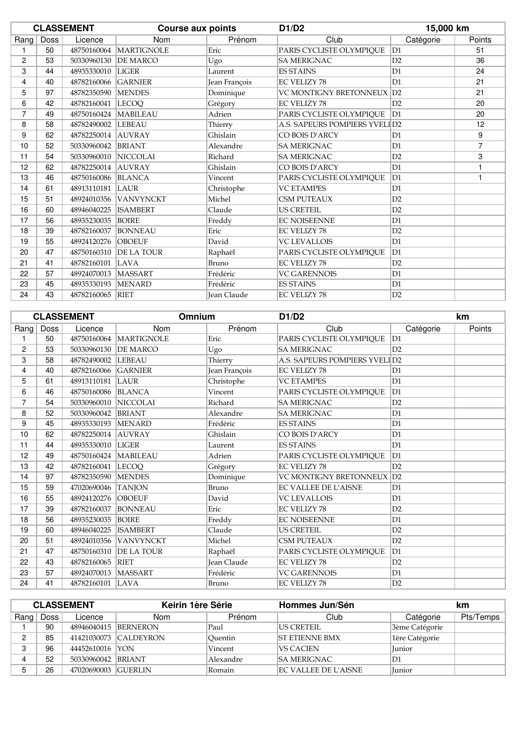| CLASSEMENT | | | Course aux points | | D1/D2 | 15,000 km | |
|---|---|---|---|---|---|---|---|
| Rang | Doss | Licence | Nom | Prénom | Club | Catégorie | Points |
| 1 | 50 | 48750160064 | MARTIGNOLE | Eric | PARIS CYCLISTE OLYMPIQUE | D1 | 51 |
| 2 | 53 | 50330960130 | DE MARCO | Ugo | SA MERIGNAC | D2 | 36 |
| 3 | 44 | 48935330010 | LIGER | Laurent | ES STAINS | D1 | 24 |
| 4 | 40 | 48782160066 | GARNIER | Jean François | EC VELIZY 78 | D1 | 21 |
| 5 | 97 | 48782350590 | MENDES | Dominique | VC MONTIGNY BRETONNEUX | D2 | 21 |
| 6 | 42 | 48782160041 | LECOQ | Grégory | EC VELIZY 78 | D2 | 20 |
| 7 | 49 | 48750160424 | MABILEAU | Adrien | PARIS CYCLISTE OLYMPIQUE | D1 | 20 |
| 8 | 58 | 48782490002 | LEBEAU | Thierry | A.S. SAPEURS POMPIERS YVELI | D2 | 12 |
| 9 | 62 | 48782250014 | AUVRAY | Ghislain | CO BOIS D'ARCY | D1 | 9 |
| 10 | 52 | 50330960042 | BRIANT | Alexandre | SA MERIGNAC | D1 | 7 |
| 11 | 54 | 50330960010 | NICCOLAI | Richard | SA MERIGNAC | D2 | 3 |
| 12 | 62 | 48782250014 | AUVRAY | Ghislain | CO BOIS D'ARCY | D1 | 1 |
| 13 | 46 | 48750160086 | BLANCA | Vincent | PARIS CYCLISTE OLYMPIQUE | D1 | 1 |
| 14 | 61 | 48913110181 | LAUR | Christophe | VC ETAMPES | D1 | |
| 15 | 51 | 48924010356 | VANVYNCKT | Michel | CSM PUTEAUX | D2 | |
| 16 | 60 | 48946040225 | ISAMBERT | Claude | US CRETEIL | D2 | |
| 17 | 56 | 48935230035 | BOIRE | Freddy | EC NOISEENNE | D1 | |
| 18 | 39 | 48782160037 | BONNEAU | Eric | EC VELIZY 78 | D2 | |
| 19 | 55 | 48924120276 | OBOEUF | David | VC LEVALLOIS | D1 | |
| 20 | 47 | 48750160310 | DE LA TOUR | Raphaël | PARIS CYCLISTE OLYMPIQUE | D1 | |
| 21 | 41 | 48782160101 | LAVA | Bruno | EC VELIZY 78 | D2 | |
| 22 | 57 | 48924070013 | MASSART | Frédéric | VC GARENNOIS | D1 | |
| 23 | 45 | 48935330193 | MENARD | Frédéric | ES STAINS | D1 | |
| 24 | 43 | 48782160065 | RIET | Jean Claude | EC VELIZY 78 | D2 | |

| CLASSEMENT | | | Omnium | | D1/D2 | km | |
|---|---|---|---|---|---|---|---|
| Rang | Doss | Licence | Nom | Prénom | Club | Catégorie | Points |
| 1 | 50 | 48750160064 | MARTIGNOLE | Eric | PARIS CYCLISTE OLYMPIQUE | D1 | |
| 2 | 53 | 50330960130 | DE MARCO | Ugo | SA MERIGNAC | D2 | |
| 3 | 58 | 48782490002 | LEBEAU | Thierry | A.S. SAPEURS POMPIERS YVELI | D2 | |
| 4 | 40 | 48782160066 | GARNIER | Jean François | EC VELIZY 78 | D1 | |
| 5 | 61 | 48913110181 | LAUR | Christophe | VC ETAMPES | D1 | |
| 6 | 46 | 48750160086 | BLANCA | Vincent | PARIS CYCLISTE OLYMPIQUE | D1 | |
| 7 | 54 | 50330960010 | NICCOLAI | Richard | SA MERIGNAC | D2 | |
| 8 | 52 | 50330960042 | BRIANT | Alexandre | SA MERIGNAC | D1 | |
| 9 | 45 | 48935330193 | MENARD | Frédéric | ES STAINS | D1 | |
| 10 | 62 | 48782250014 | AUVRAY | Ghislain | CO BOIS D'ARCY | D1 | |
| 11 | 44 | 48935330010 | LIGER | Laurent | ES STAINS | D1 | |
| 12 | 49 | 48750160424 | MABILEAU | Adrien | PARIS CYCLISTE OLYMPIQUE | D1 | |
| 13 | 42 | 48782160041 | LECOQ | Grégory | EC VELIZY 78 | D2 | |
| 14 | 97 | 48782350590 | MENDES | Dominique | VC MONTIGNY BRETONNEUX | D2 | |
| 15 | 59 | 47020690046 | TANJON | Bruno | EC VALLEE DE L'AISNE | D1 | |
| 16 | 55 | 48924120276 | OBOEUF | David | VC LEVALLOIS | D1 | |
| 17 | 39 | 48782160037 | BONNEAU | Eric | EC VELIZY 78 | D2 | |
| 18 | 56 | 48935230035 | BOIRE | Freddy | EC NOISEENNE | D1 | |
| 19 | 60 | 48946040225 | ISAMBERT | Claude | US CRETEIL | D2 | |
| 20 | 51 | 48924010356 | VANVYNCKT | Michel | CSM PUTEAUX | D2 | |
| 21 | 47 | 48750160310 | DE LA TOUR | Raphaël | PARIS CYCLISTE OLYMPIQUE | D1 | |
| 22 | 43 | 48782160065 | RIET | Jean Claude | EC VELIZY 78 | D2 | |
| 23 | 57 | 48924070013 | MASSART | Frédéric | VC GARENNOIS | D1 | |
| 24 | 41 | 48782160101 | LAVA | Bruno | EC VELIZY 78 | D2 | |

| CLASSEMENT | | | Keirin 1ère Série | | Hommes Jun/Sén | km | |
|---|---|---|---|---|---|---|---|
| Rang | Doss | Licence | Nom | Prénom | Club | Catégorie | Pts/Temps |
| 1 | 90 | 48946040415 | BERNERON | Paul | US CRETEIL | 3ème Catégorie | |
| 2 | 85 | 41421030073 | CALDEYRON | Quentin | ST ETIENNE BMX | 1ère Catégorie | |
| 3 | 96 | 44452610016 | YON | Vincent | VS CACIEN | Junior | |
| 4 | 52 | 50330960042 | BRIANT | Alexandre | SA MERIGNAC | D1 | |
| 5 | 26 | 47020690003 | GUERLIN | Romain | EC VALLEE DE L'AISNE | Junior | |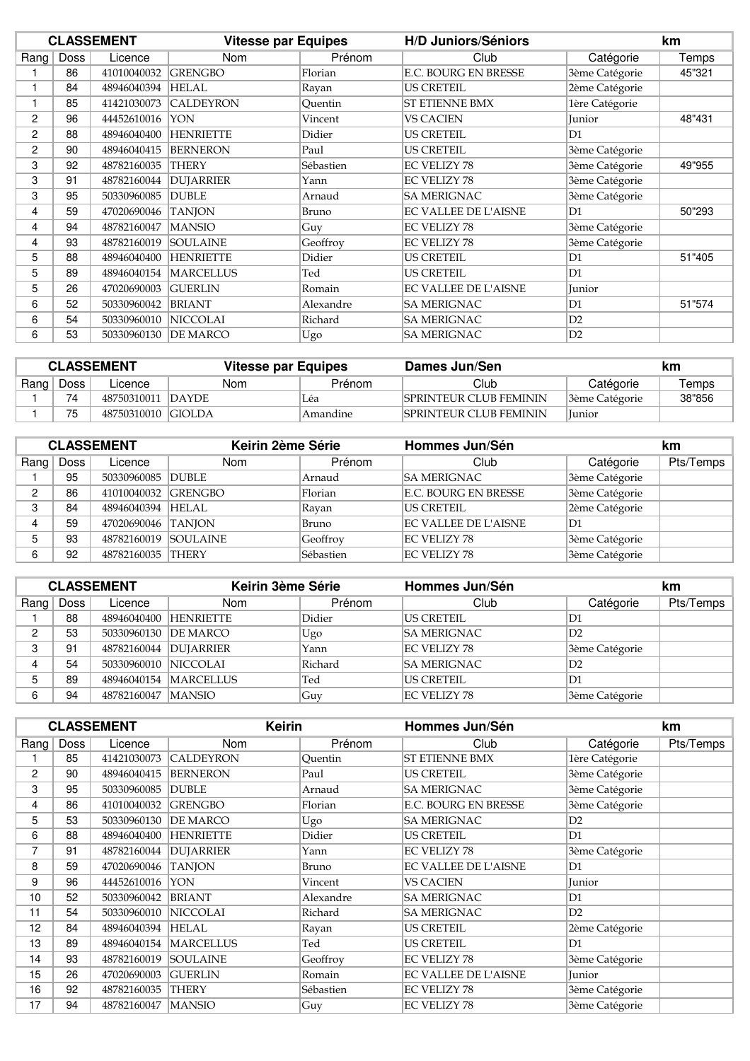| CLASSEMENT | | Vitesse par Equipes | | H/D Juniors/Séniors | | km | |
|---|---|---|---|---|---|---|---|
| Rang | Doss | Licence | Nom | Prénom | Club | Catégorie | Temps |
| 1 | 86 | 41010040032 | GRENGBO | Florian | E.C. BOURG EN BRESSE | 3ème Catégorie | 45"321 |
| 1 | 84 | 48946040394 | HELAL | Rayan | US CRETEIL | 2ème Catégorie | |
| 1 | 85 | 41421030073 | CALDEYRON | Quentin | ST ETIENNE BMX | 1ère Catégorie | |
| 2 | 96 | 44452610016 | YON | Vincent | VS CACIEN | Junior | 48"431 |
| 2 | 88 | 48946040400 | HENRIETTE | Didier | US CRETEIL | D1 | |
| 2 | 90 | 48946040415 | BERNERON | Paul | US CRETEIL | 3ème Catégorie | |
| 3 | 92 | 48782160035 | THERY | Sébastien | EC VELIZY 78 | 3ème Catégorie | 49"955 |
| 3 | 91 | 48782160044 | DUJARRIER | Yann | EC VELIZY 78 | 3ème Catégorie | |
| 3 | 95 | 50330960085 | DUBLE | Arnaud | SA MERIGNAC | 3ème Catégorie | |
| 4 | 59 | 47020690046 | TANJON | Bruno | EC VALLEE DE L'AISNE | D1 | 50"293 |
| 4 | 94 | 48782160047 | MANSIO | Guy | EC VELIZY 78 | 3ème Catégorie | |
| 4 | 93 | 48782160019 | SOULAINE | Geoffroy | EC VELIZY 78 | 3ème Catégorie | |
| 5 | 88 | 48946040400 | HENRIETTE | Didier | US CRETEIL | D1 | 51"405 |
| 5 | 89 | 48946040154 | MARCELLUS | Ted | US CRETEIL | D1 | |
| 5 | 26 | 47020690003 | GUERLIN | Romain | EC VALLEE DE L'AISNE | Junior | |
| 6 | 52 | 50330960042 | BRIANT | Alexandre | SA MERIGNAC | D1 | 51"574 |
| 6 | 54 | 50330960010 | NICCOLAI | Richard | SA MERIGNAC | D2 | |
| 6 | 53 | 50330960130 | DE MARCO | Ugo | SA MERIGNAC | D2 | |

| CLASSEMENT | | Vitesse par Equipes | | Dames Jun/Sen | | km | |
|---|---|---|---|---|---|---|---|
| Rang | Doss | Licence | Nom | Prénom | Club | Catégorie | Temps |
| 1 | 74 | 48750310011 | DAYDE | Léa | SPRINTEUR CLUB FEMININ | 3ème Catégorie | 38"856 |
| 1 | 75 | 48750310010 | GIOLDA | Amandine | SPRINTEUR CLUB FEMININ | Junior | |

| CLASSEMENT | | Keirin 2ème Série | | Hommes Jun/Sén | | km | |
|---|---|---|---|---|---|---|---|
| Rang | Doss | Licence | Nom | Prénom | Club | Catégorie | Pts/Temps |
| 1 | 95 | 50330960085 | DUBLE | Arnaud | SA MERIGNAC | 3ème Catégorie | |
| 2 | 86 | 41010040032 | GRENGBO | Florian | E.C. BOURG EN BRESSE | 3ème Catégorie | |
| 3 | 84 | 48946040394 | HELAL | Rayan | US CRETEIL | 2ème Catégorie | |
| 4 | 59 | 47020690046 | TANJON | Bruno | EC VALLEE DE L'AISNE | D1 | |
| 5 | 93 | 48782160019 | SOULAINE | Geoffroy | EC VELIZY 78 | 3ème Catégorie | |
| 6 | 92 | 48782160035 | THERY | Sébastien | EC VELIZY 78 | 3ème Catégorie | |

| CLASSEMENT | | Keirin 3ème Série | | Hommes Jun/Sén | | km | |
|---|---|---|---|---|---|---|---|
| Rang | Doss | Licence | Nom | Prénom | Club | Catégorie | Pts/Temps |
| 1 | 88 | 48946040400 | HENRIETTE | Didier | US CRETEIL | D1 | |
| 2 | 53 | 50330960130 | DE MARCO | Ugo | SA MERIGNAC | D2 | |
| 3 | 91 | 48782160044 | DUJARRIER | Yann | EC VELIZY 78 | 3ème Catégorie | |
| 4 | 54 | 50330960010 | NICCOLAI | Richard | SA MERIGNAC | D2 | |
| 5 | 89 | 48946040154 | MARCELLUS | Ted | US CRETEIL | D1 | |
| 6 | 94 | 48782160047 | MANSIO | Guy | EC VELIZY 78 | 3ème Catégorie | |

| CLASSEMENT | | Keirin | | Hommes Jun/Sén | | km | |
|---|---|---|---|---|---|---|---|
| Rang | Doss | Licence | Nom | Prénom | Club | Catégorie | Pts/Temps |
| 1 | 85 | 41421030073 | CALDEYRON | Quentin | ST ETIENNE BMX | 1ère Catégorie | |
| 2 | 90 | 48946040415 | BERNERON | Paul | US CRETEIL | 3ème Catégorie | |
| 3 | 95 | 50330960085 | DUBLE | Arnaud | SA MERIGNAC | 3ème Catégorie | |
| 4 | 86 | 41010040032 | GRENGBO | Florian | E.C. BOURG EN BRESSE | 3ème Catégorie | |
| 5 | 53 | 50330960130 | DE MARCO | Ugo | SA MERIGNAC | D2 | |
| 6 | 88 | 48946040400 | HENRIETTE | Didier | US CRETEIL | D1 | |
| 7 | 91 | 48782160044 | DUJARRIER | Yann | EC VELIZY 78 | 3ème Catégorie | |
| 8 | 59 | 47020690046 | TANJON | Bruno | EC VALLEE DE L'AISNE | D1 | |
| 9 | 96 | 44452610016 | YON | Vincent | VS CACIEN | Junior | |
| 10 | 52 | 50330960042 | BRIANT | Alexandre | SA MERIGNAC | D1 | |
| 11 | 54 | 50330960010 | NICCOLAI | Richard | SA MERIGNAC | D2 | |
| 12 | 84 | 48946040394 | HELAL | Rayan | US CRETEIL | 2ème Catégorie | |
| 13 | 89 | 48946040154 | MARCELLUS | Ted | US CRETEIL | D1 | |
| 14 | 93 | 48782160019 | SOULAINE | Geoffroy | EC VELIZY 78 | 3ème Catégorie | |
| 15 | 26 | 47020690003 | GUERLIN | Romain | EC VALLEE DE L'AISNE | Junior | |
| 16 | 92 | 48782160035 | THERY | Sébastien | EC VELIZY 78 | 3ème Catégorie | |
| 17 | 94 | 48782160047 | MANSIO | Guy | EC VELIZY 78 | 3ème Catégorie | |